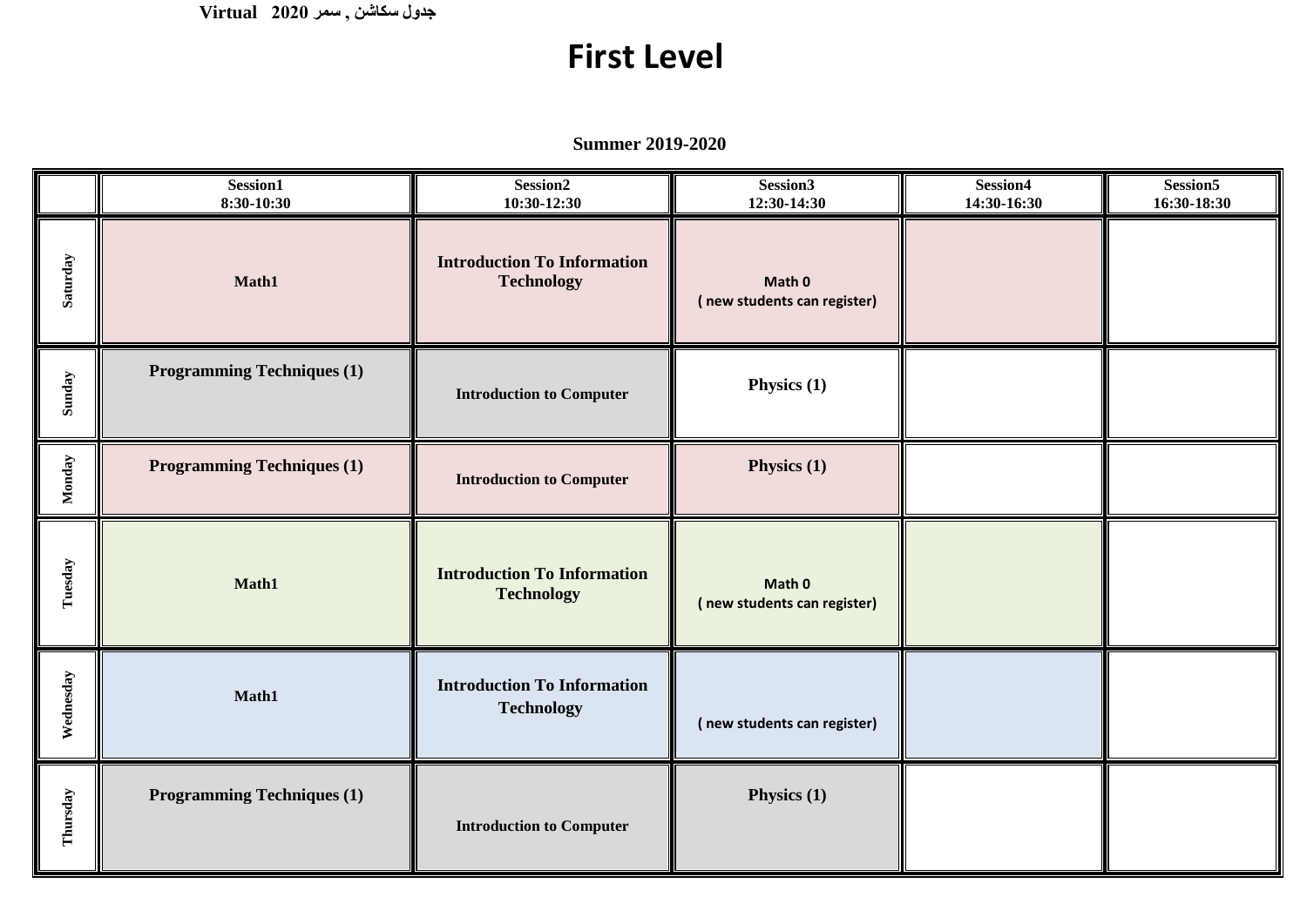جدول سكاشن , سمر 2020 Virtual

# First Level

**Summer 2019-2020**

| | Session1 8:30-10:30 | Session2 10:30-12:30 | Session3 12:30-14:30 | Session4 14:30-16:30 | Session5 16:30-18:30 |
|---|---|---|---|---|---|
| Saturday | Math1 | Introduction To Information Technology | Math 0 ( new students can register) | | |
| Sunday | Programming Techniques (1) | Introduction to Computer | Physics (1) | | |
| Monday | Programming Techniques (1) | Introduction to Computer | Physics (1) | | |
| Tuesday | Math1 | Introduction To Information Technology | Math 0 ( new students can register) | | |
| Wednesday | Math1 | Introduction To Information Technology | ( new students can register) | | |
| Thursday | Programming Techniques (1) | Introduction to Computer | Physics (1) | | |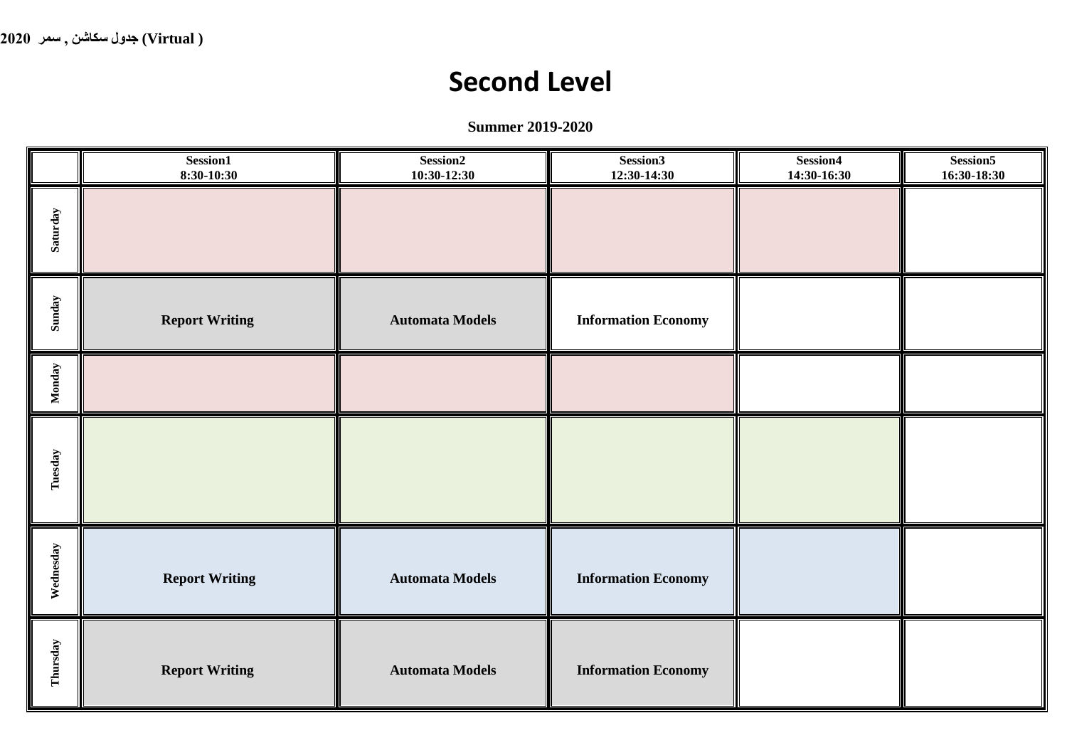جدول سكاشن , سمر 2020 (Virtual )

# Second Level

**Summer 2019-2020**

| | Session1<br>8:30-10:30 | Session2<br>10:30-12:30 | Session3<br>12:30-14:30 | Session4<br>14:30-16:30 | Session5<br>16:30-18:30 |
|---|---|---|---|---|---|
| Saturday | | | | | |
| Sunday | **Report Writing** | **Automata Models** | **Information Economy** | | |
| Monday | | | | | |
| Tuesday | | | | | |
| Wednesday | **Report Writing** | **Automata Models** | **Information Economy** | | |
| Thursday | **Report Writing** | **Automata Models** | **Information Economy** | | |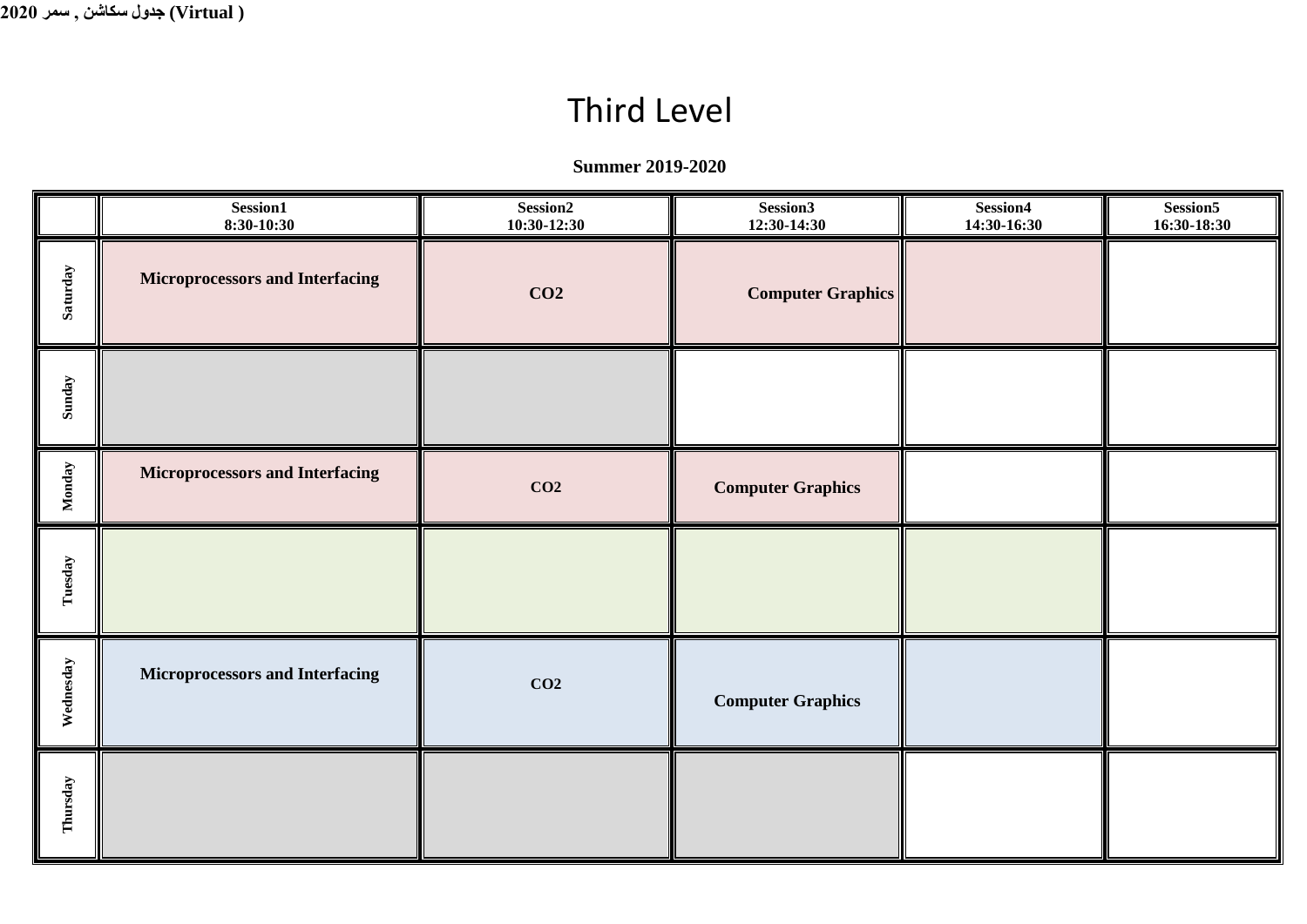جدول سكاشن , سمر 2020 (Virtual )

# Third Level

**Summer 2019-2020**

| | Session1<br>8:30-10:30 | Session2<br>10:30-12:30 | Session3<br>12:30-14:30 | Session4<br>14:30-16:30 | Session5<br>16:30-18:30 |
|---|---|---|---|---|---|
| Saturday | **Microprocessors and Interfacing** | **CO2** | **Computer Graphics** | | |
| Sunday | | | | | |
| Monday | **Microprocessors and Interfacing** | **CO2** | **Computer Graphics** | | |
| Tuesday | | | | | |
| Wednesday | **Microprocessors and Interfacing** | **CO2** | **Computer Graphics** | | |
| Thursday | | | | | |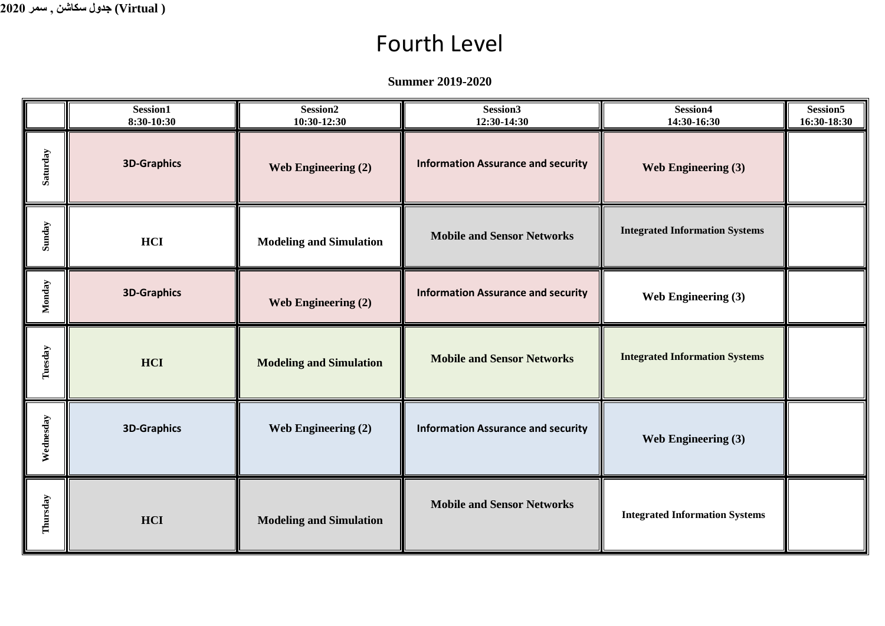جدول سكاشن , سمر 2020 (Virtual )

# Fourth Level

**Summer 2019-2020**

| | Session1 8:30-10:30 | Session2 10:30-12:30 | Session3 12:30-14:30 | Session4 14:30-16:30 | Session5 16:30-18:30 |
|---|---|---|---|---|---|
| Saturday | 3D-Graphics | Web Engineering (2) | Information Assurance and security | Web Engineering (3) | |
| Sunday | HCI | Modeling and Simulation | Mobile and Sensor Networks | Integrated Information Systems | |
| Monday | 3D-Graphics | Web Engineering (2) | Information Assurance and security | Web Engineering (3) | |
| Tuesday | HCI | Modeling and Simulation | Mobile and Sensor Networks | Integrated Information Systems | |
| Wednesday | 3D-Graphics | Web Engineering (2) | Information Assurance and security | Web Engineering (3) | |
| Thursday | HCI | Modeling and Simulation | Mobile and Sensor Networks | Integrated Information Systems | |